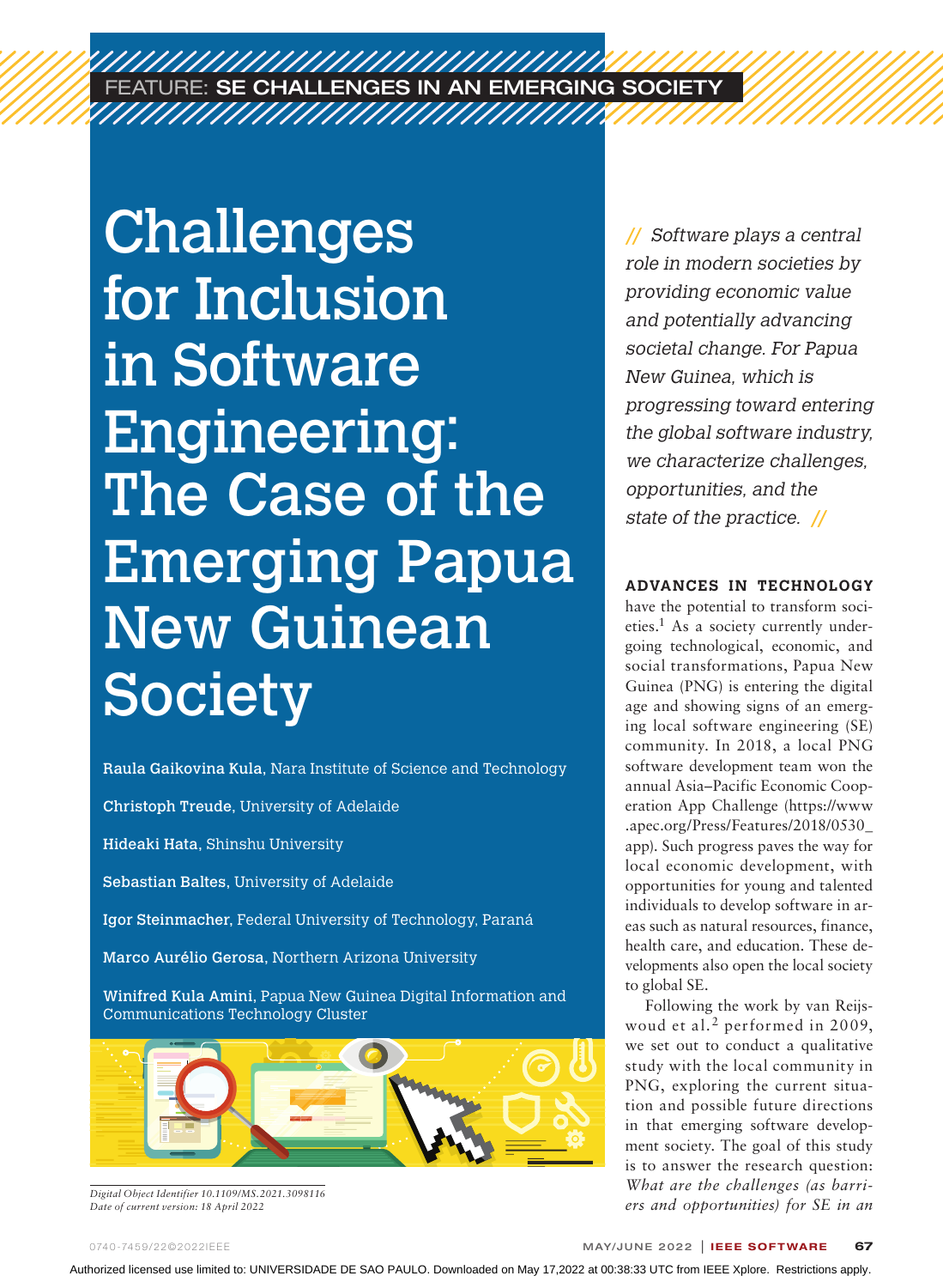FEATURE: SE CHALLENGES IN AN EMERGING SOCIETY

# Challenges for Inclusion in Software Engineering: The Case of the Emerging Papua New Guinean Society

**Raula Gaikovina Kula**, Nara Institute of Science and Technology

**Christoph Treude**, University of Adelaide

**Hideaki Hata**, Shinshu University

**Sebastian Baltes**, University of Adelaide

**Igor Steinmacher**, Federal University of Technology, Paraná

**Marco Aurélio Gerosa**, Northern Arizona University

**Winifred Kula Amini**, Papua New Guinea Digital Information and Communications Technology Cluster

*Digital Object Identifier 10.1109/MS.2021.3098116*
*Date of current version: 18 April 2022*

*// Software plays a central role in modern societies by providing economic value and potentially advancing societal change. For Papua New Guinea, which is progressing toward entering the global software industry, we characterize challenges, opportunities, and the state of the practice. //*

**ADVANCES IN TECHNOLOGY** have the potential to transform societies.[1] As a society currently undergoing technological, economic, and social transformations, Papua New Guinea (PNG) is entering the digital age and showing signs of an emerging local software engineering (SE) community. In 2018, a local PNG software development team won the annual Asia–Pacific Economic Cooperation App Challenge (https://www.apec.org/Press/Features/2018/0530_app). Such progress paves the way for local economic development, with opportunities for young and talented individuals to develop software in areas such as natural resources, finance, health care, and education. These developments also open the local society to global SE.

Following the work by van Reijswoud et al.[2] performed in 2009, we set out to conduct a qualitative study with the local community in PNG, exploring the current situation and possible future directions in that emerging software development society. The goal of this study is to answer the research question: *What are the challenges (as barriers and opportunities) for SE in an*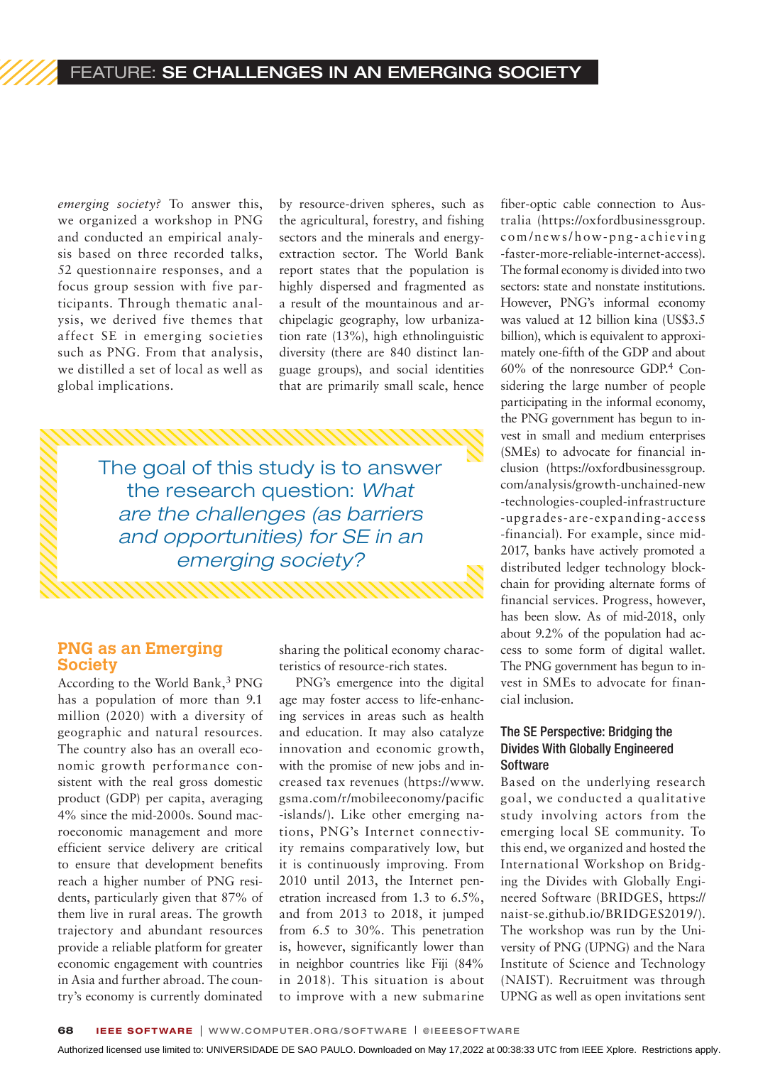*emerging society?* To answer this, we organized a workshop in PNG and conducted an empirical analysis based on three recorded talks, 52 questionnaire responses, and a focus group session with five participants. Through thematic analysis, we derived five themes that affect SE in emerging societies such as PNG. From that analysis, we distilled a set of local as well as global implications.

> The goal of this study is to answer the research question: *What are the challenges (as barriers and opportunities) for SE in an emerging society?*

## PNG as an Emerging Society

According to the World Bank,[3] PNG has a population of more than 9.1 million (2020) with a diversity of geographic and natural resources. The country also has an overall economic growth performance consistent with the real gross domestic product (GDP) per capita, averaging 4% since the mid-2000s. Sound macroeconomic management and more efficient service delivery are critical to ensure that development benefits reach a higher number of PNG residents, particularly given that 87% of them live in rural areas. The growth trajectory and abundant resources provide a reliable platform for greater economic engagement with countries in Asia and further abroad. The country's economy is currently dominated by resource-driven spheres, such as the agricultural, forestry, and fishing sectors and the minerals and energy-extraction sector. The World Bank report states that the population is highly dispersed and fragmented as a result of the mountainous and archipelagic geography, low urbanization rate (13%), high ethnolinguistic diversity (there are 840 distinct language groups), and social identities that are primarily small scale, hence sharing the political economy characteristics of resource-rich states.

PNG's emergence into the digital age may foster access to life-enhancing services in areas such as health and education. It may also catalyze innovation and economic growth, with the promise of new jobs and increased tax revenues (https://www.gsma.com/r/mobileeconomy/pacific-islands/). Like other emerging nations, PNG's Internet connectivity remains comparatively low, but it is continuously improving. From 2010 until 2013, the Internet penetration increased from 1.3 to 6.5%, and from 2013 to 2018, it jumped from 6.5 to 30%. This penetration is, however, significantly lower than in neighbor countries like Fiji (84% in 2018). This situation is about to improve with a new submarine fiber-optic cable connection to Australia (https://oxfordbusinessgroup.com/news/how-png-achieving-faster-more-reliable-internet-access). The formal economy is divided into two sectors: state and nonstate institutions. However, PNG's informal economy was valued at 12 billion kina (US$3.5 billion), which is equivalent to approximately one-fifth of the GDP and about 60% of the nonresource GDP.[4] Considering the large number of people participating in the informal economy, the PNG government has begun to invest in small and medium enterprises (SMEs) to advocate for financial inclusion (https://oxfordbusinessgroup.com/analysis/growth-unchained-new-technologies-coupled-infrastructure-upgrades-are-expanding-access-financial). For example, since mid-2017, banks have actively promoted a distributed ledger technology blockchain for providing alternate forms of financial services. Progress, however, has been slow. As of mid-2018, only about 9.2% of the population had access to some form of digital wallet. The PNG government has begun to invest in SMEs to advocate for financial inclusion.

### The SE Perspective: Bridging the Divides With Globally Engineered Software

Based on the underlying research goal, we conducted a qualitative study involving actors from the emerging local SE community. To this end, we organized and hosted the International Workshop on Bridging the Divides with Globally Engineered Software (BRIDGES, https://naist-se.github.io/BRIDGES2019/). The workshop was run by the University of PNG (UPNG) and the Nara Institute of Science and Technology (NAIST). Recruitment was through UPNG as well as open invitations sent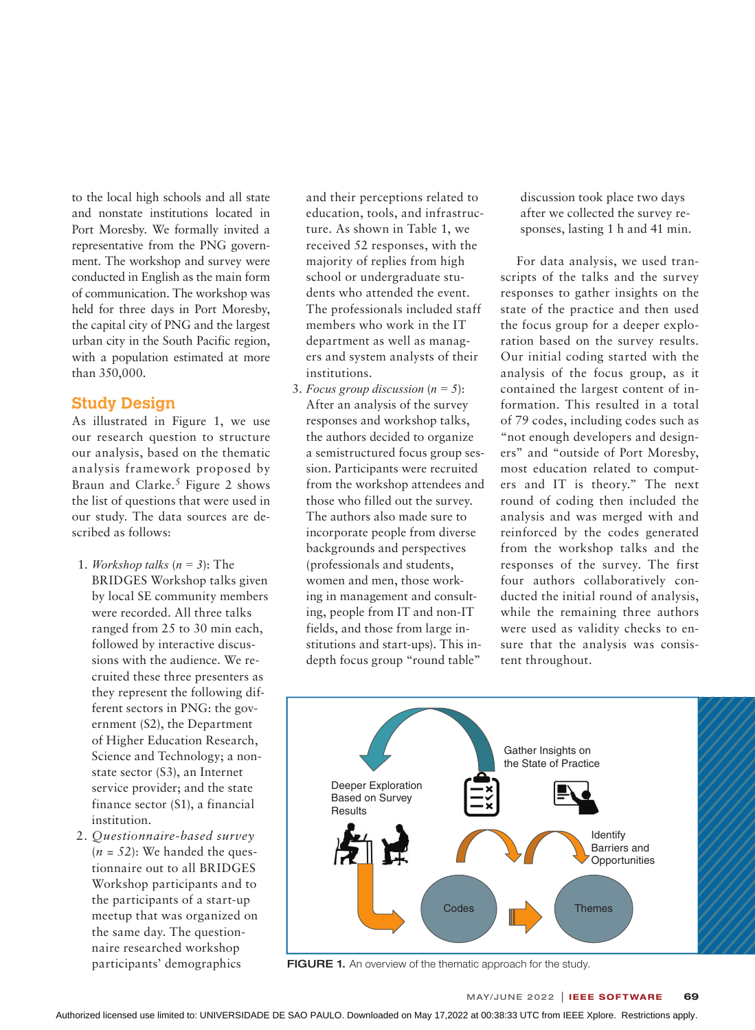to the local high schools and all state and nonstate institutions located in Port Moresby. We formally invited a representative from the PNG government. The workshop and survey were conducted in English as the main form of communication. The workshop was held for three days in Port Moresby, the capital city of PNG and the largest urban city in the South Pacific region, with a population estimated at more than 350,000.

## Study Design

As illustrated in Figure 1, we use our research question to structure our analysis, based on the thematic analysis framework proposed by Braun and Clarke.[5] Figure 2 shows the list of questions that were used in our study. The data sources are described as follows:

1. *Workshop talks* ($n = 3$): The BRIDGES Workshop talks given by local SE community members were recorded. All three talks ranged from 25 to 30 min each, followed by interactive discussions with the audience. We recruited these three presenters as they represent the following different sectors in PNG: the government (S2), the Department of Higher Education Research, Science and Technology; a nonstate sector (S3), an Internet service provider; and the state finance sector (S1), a financial institution.
2. *Questionnaire-based survey* ($n = 52$): We handed the questionnaire out to all BRIDGES Workshop participants and to the participants of a start-up meetup that was organized on the same day. The questionnaire researched workshop participants' demographics and their perceptions related to education, tools, and infrastructure. As shown in Table 1, we received 52 responses, with the majority of replies from high school or undergraduate students. The professionals included staff members who work in the IT department as well as managers and system analysts of their institutions.
3. *Focus group discussion* ($n = 5$): After an analysis of the survey responses and workshop talks, the authors decided to organize a semistructured focus group session. Participants were recruited from the workshop attendees and those who filled out the survey. The authors also made sure to incorporate people from diverse backgrounds and perspectives (professionals and students, women and men, those working in management and consulting, people from IT and non-IT fields, and those from large institutions and start-ups). This in-depth focus group "round table" discussion took place two days after we collected the survey responses, lasting 1 h and 41 min.

For data analysis, we used transcripts of the talks and the survey responses to gather insights on the state of the practice and then used the focus group for a deeper exploration based on the survey results. Our initial coding started with the analysis of the focus group, as it contained the largest content of information. This resulted in a total of 79 codes, including codes such as "not enough developers and designers" and "outside of Port Moresby, most education related to computers and IT is theory." The next round of coding then included the analysis and was merged with and reinforced by the codes generated from the workshop talks and the responses of the survey. The first four authors collaboratively conducted the initial round of analysis, while the remaining three authors were used as validity checks to ensure that the analysis was consistent throughout.

**FIGURE 1.** An overview of the thematic approach for the study.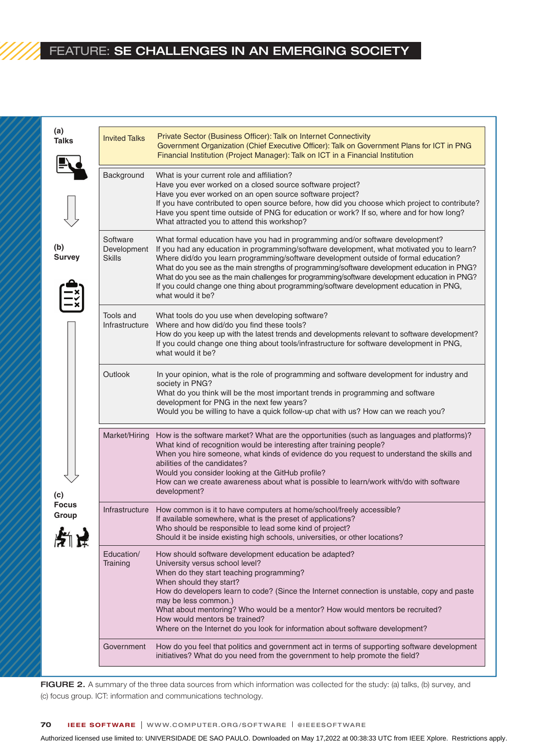| Data source | Category | Questions/Content |
|---|---|---|
| (a) Talks | Invited Talks | Private Sector (Business Officer): Talk on Internet Connectivity<br>Government Organization (Chief Executive Officer): Talk on Government Plans for ICT in PNG<br>Financial Institution (Project Manager): Talk on ICT in a Financial Institution |
| (b) Survey | Background | What is your current role and affiliation?<br>Have you ever worked on a closed source software project?<br>Have you ever worked on an open source software project?<br>If you have contributed to open source before, how did you choose which project to contribute?<br>Have you spent time outside of PNG for education or work? If so, where and for how long?<br>What attracted you to attend this workshop? |
| | Software Development Skills | What formal education have you had in programming and/or software development?<br>If you had any education in programming/software development, what motivated you to learn?<br>Where did/do you learn programming/software development outside of formal education?<br>What do you see as the main strengths of programming/software development education in PNG?<br>What do you see as the main challenges for programming/software development education in PNG?<br>If you could change one thing about programming/software development education in PNG, what would it be? |
| | Tools and Infrastructure | What tools do you use when developing software?<br>Where and how did/do you find these tools?<br>How do you keep up with the latest trends and developments relevant to software development?<br>If you could change one thing about tools/infrastructure for software development in PNG, what would it be? |
| | Outlook | In your opinion, what is the role of programming and software development for industry and society in PNG?<br>What do you think will be the most important trends in programming and software development for PNG in the next few years?<br>Would you be willing to have a quick follow-up chat with us? How can we reach you? |
| (c) Focus Group | Market/Hiring | How is the software market? What are the opportunities (such as languages and platforms)?<br>What kind of recognition would be interesting after training people?<br>When you hire someone, what kinds of evidence do you request to understand the skills and abilities of the candidates?<br>Would you consider looking at the GitHub profile?<br>How can we create awareness about what is possible to learn/work with/do with software development? |
| | Infrastructure | How common is it to have computers at home/school/freely accessible?<br>If available somewhere, what is the preset of applications?<br>Who should be responsible to lead some kind of project?<br>Should it be inside existing high schools, universities, or other locations? |
| | Education/Training | How should software development education be adapted?<br>University versus school level?<br>When do they start teaching programming?<br>When should they start?<br>How do developers learn to code? (Since the Internet connection is unstable, copy and paste may be less common.)<br>What about mentoring? Who would be a mentor? How would mentors be recruited?<br>How would mentors be trained?<br>Where on the Internet do you look for information about software development? |
| | Government | How do you feel that politics and government act in terms of supporting software development initiatives? What do you need from the government to help promote the field? |

**FIGURE 2.** A summary of the three data sources from which information was collected for the study: (a) talks, (b) survey, and (c) focus group. ICT: information and communications technology.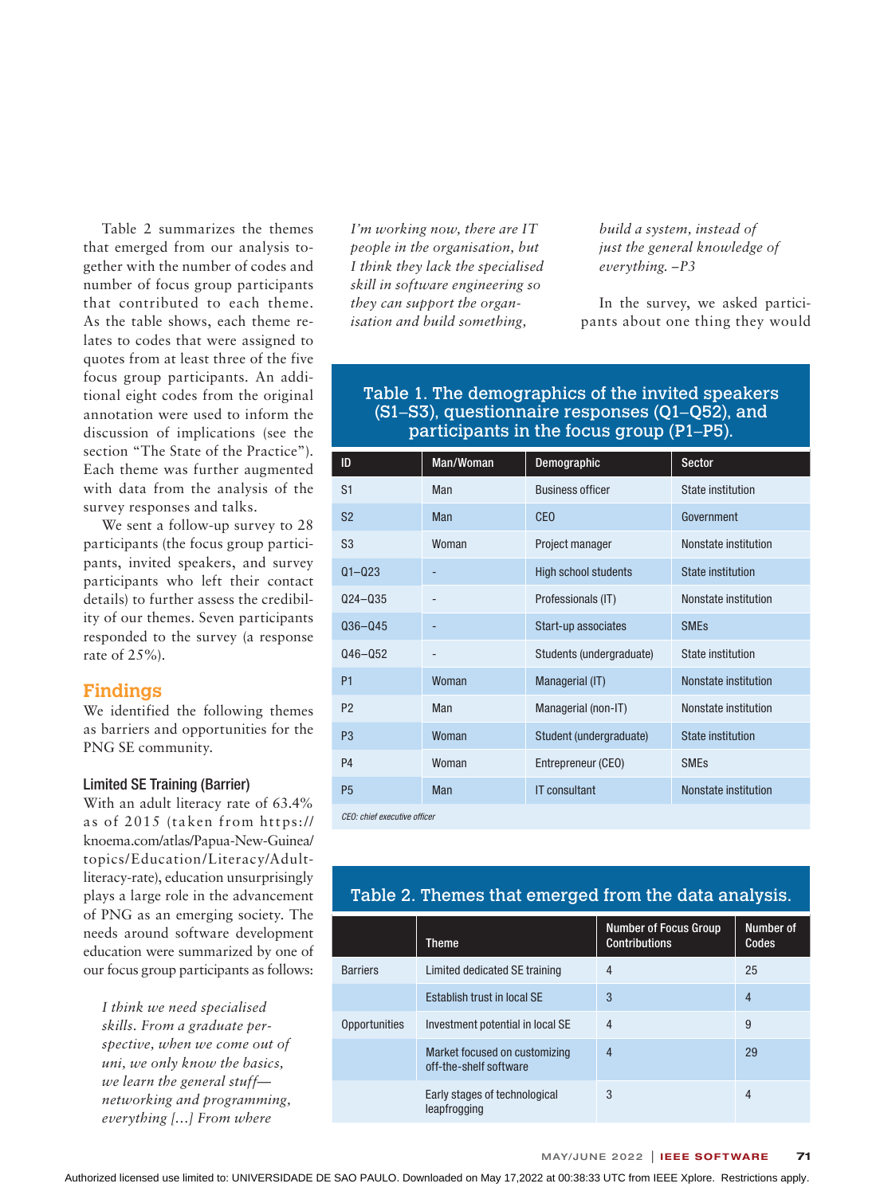Table 2 summarizes the themes that emerged from our analysis together with the number of codes and number of focus group participants that contributed to each theme. As the table shows, each theme relates to codes that were assigned to quotes from at least three of the five focus group participants. An additional eight codes from the original annotation were used to inform the discussion of implications (see the section "The State of the Practice"). Each theme was further augmented with data from the analysis of the survey responses and talks.

We sent a follow-up survey to 28 participants (the focus group participants, invited speakers, and survey participants who left their contact details) to further assess the credibility of our themes. Seven participants responded to the survey (a response rate of 25%).

## Findings

We identified the following themes as barriers and opportunities for the PNG SE community.

### Limited SE Training (Barrier)

With an adult literacy rate of 63.4% as of 2015 (taken from https://knoema.com/atlas/Papua-New-Guinea/topics/Education/Literacy/Adult-literacy-rate), education unsurprisingly plays a large role in the advancement of PNG as an emerging society. The needs around software development education were summarized by one of our focus group participants as follows:

> *I think we need specialised skills. From a graduate perspective, when we come out of uni, we only know the basics, we learn the general stuff—networking and programming, everything [...] From where I'm working now, there are IT people in the organisation, but I think they lack the specialised skill in software engineering so they can support the organisation and build something, build a system, instead of just the general knowledge of everything.* –P3

In the survey, we asked participants about one thing they would

**Table 1. The demographics of the invited speakers (S1–S3), questionnaire responses (Q1–Q52), and participants in the focus group (P1–P5).**

| ID | Man/Woman | Demographic | Sector |
|---|---|---|---|
| S1 | Man | Business officer | State institution |
| S2 | Man | CEO | Government |
| S3 | Woman | Project manager | Nonstate institution |
| Q1–Q23 | - | High school students | State institution |
| Q24–Q35 | - | Professionals (IT) | Nonstate institution |
| Q36–Q45 | - | Start-up associates | SMEs |
| Q46–Q52 | - | Students (undergraduate) | State institution |
| P1 | Woman | Managerial (IT) | Nonstate institution |
| P2 | Man | Managerial (non-IT) | Nonstate institution |
| P3 | Woman | Student (undergraduate) | State institution |
| P4 | Woman | Entrepreneur (CEO) | SMEs |
| P5 | Man | IT consultant | Nonstate institution |

*CEO: chief executive officer*

**Table 2. Themes that emerged from the data analysis.**

| | Theme | Number of Focus Group Contributions | Number of Codes |
|---|---|---|---|
| Barriers | Limited dedicated SE training | 4 | 25 |
| | Establish trust in local SE | 3 | 4 |
| Opportunities | Investment potential in local SE | 4 | 9 |
| | Market focused on customizing off-the-shelf software | 4 | 29 |
| | Early stages of technological leapfrogging | 3 | 4 |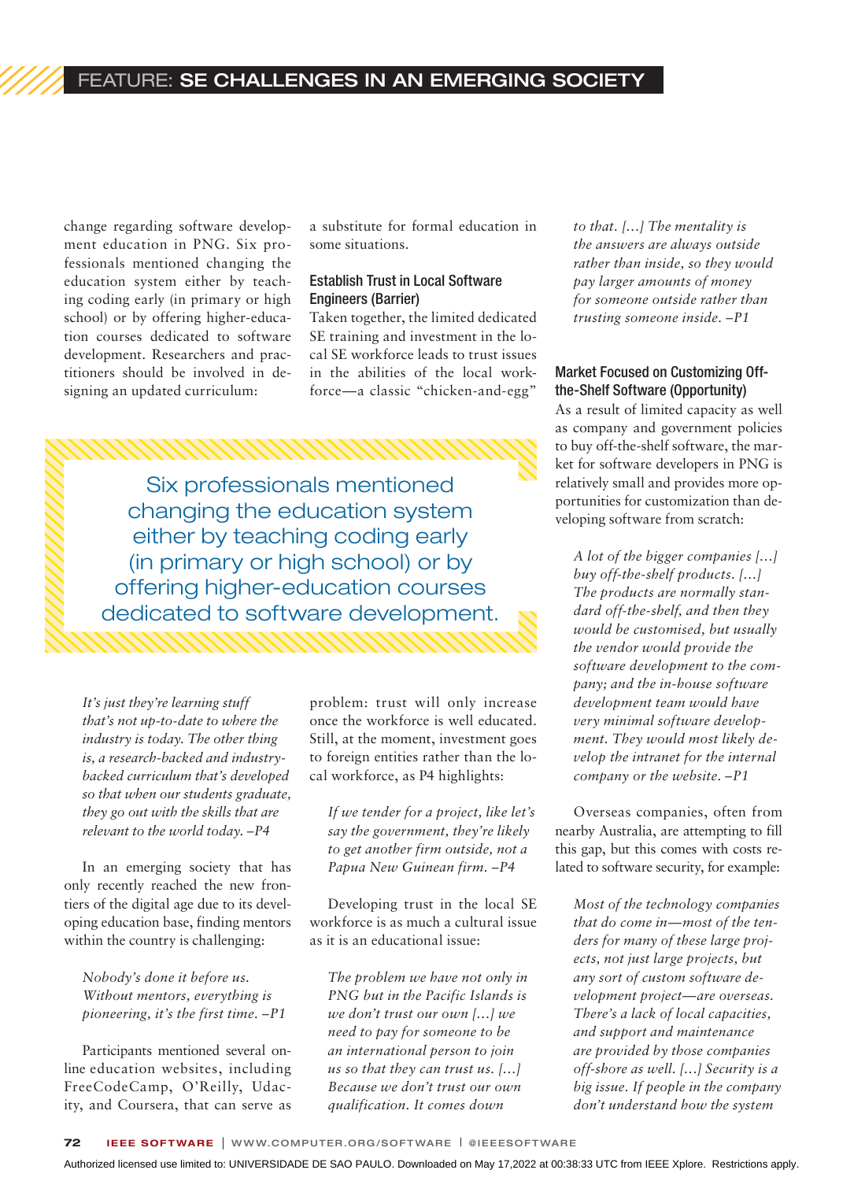change regarding software development education in PNG. Six professionals mentioned changing the education system either by teaching coding early (in primary or high school) or by offering higher-education courses dedicated to software development. Researchers and practitioners should be involved in designing an updated curriculum:

> Six professionals mentioned changing the education system either by teaching coding early (in primary or high school) or by offering higher-education courses dedicated to software development.

*It's just they're learning stuff that's not up-to-date to where the industry is today. The other thing is, a research-backed and industry-backed curriculum that's developed so that when our students graduate, they go out with the skills that are relevant to the world today. –P4*

In an emerging society that has only recently reached the new frontiers of the digital age due to its developing education base, finding mentors within the country is challenging:

*Nobody's done it before us. Without mentors, everything is pioneering, it's the first time. –P1*

Participants mentioned several online education websites, including FreeCodeCamp, O'Reilly, Udacity, and Coursera, that can serve as a substitute for formal education in some situations.

### Establish Trust in Local Software Engineers (Barrier)

Taken together, the limited dedicated SE training and investment in the local SE workforce leads to trust issues in the abilities of the local workforce—a classic "chicken-and-egg" problem: trust will only increase once the workforce is well educated. Still, at the moment, investment goes to foreign entities rather than the local workforce, as P4 highlights:

*If we tender for a project, like let's say the government, they're likely to get another firm outside, not a Papua New Guinean firm. –P4*

Developing trust in the local SE workforce is as much a cultural issue as it is an educational issue:

*The problem we have not only in PNG but in the Pacific Islands is we don't trust our own [...] we need to pay for someone to be an international person to join us so that they can trust us. [...] Because we don't trust our own qualification. It comes down to that. [...] The mentality is the answers are always outside rather than inside, so they would pay larger amounts of money for someone outside rather than trusting someone inside. –P1*

### Market Focused on Customizing Off-the-Shelf Software (Opportunity)

As a result of limited capacity as well as company and government policies to buy off-the-shelf software, the market for software developers in PNG is relatively small and provides more opportunities for customization than developing software from scratch:

*A lot of the bigger companies [...] buy off-the-shelf products. [...] The products are normally standard off-the-shelf, and then they would be customised, but usually the vendor would provide the software development to the company; and the in-house software development team would have very minimal software development. They would most likely develop the intranet for the internal company or the website. –P1*

Overseas companies, often from nearby Australia, are attempting to fill this gap, but this comes with costs related to software security, for example:

*Most of the technology companies that do come in—most of the tenders for many of these large projects, not just large projects, but any sort of custom software development project—are overseas. There's a lack of local capacities, and support and maintenance are provided by those companies off-shore as well. [...] Security is a big issue. If people in the company don't understand how the system*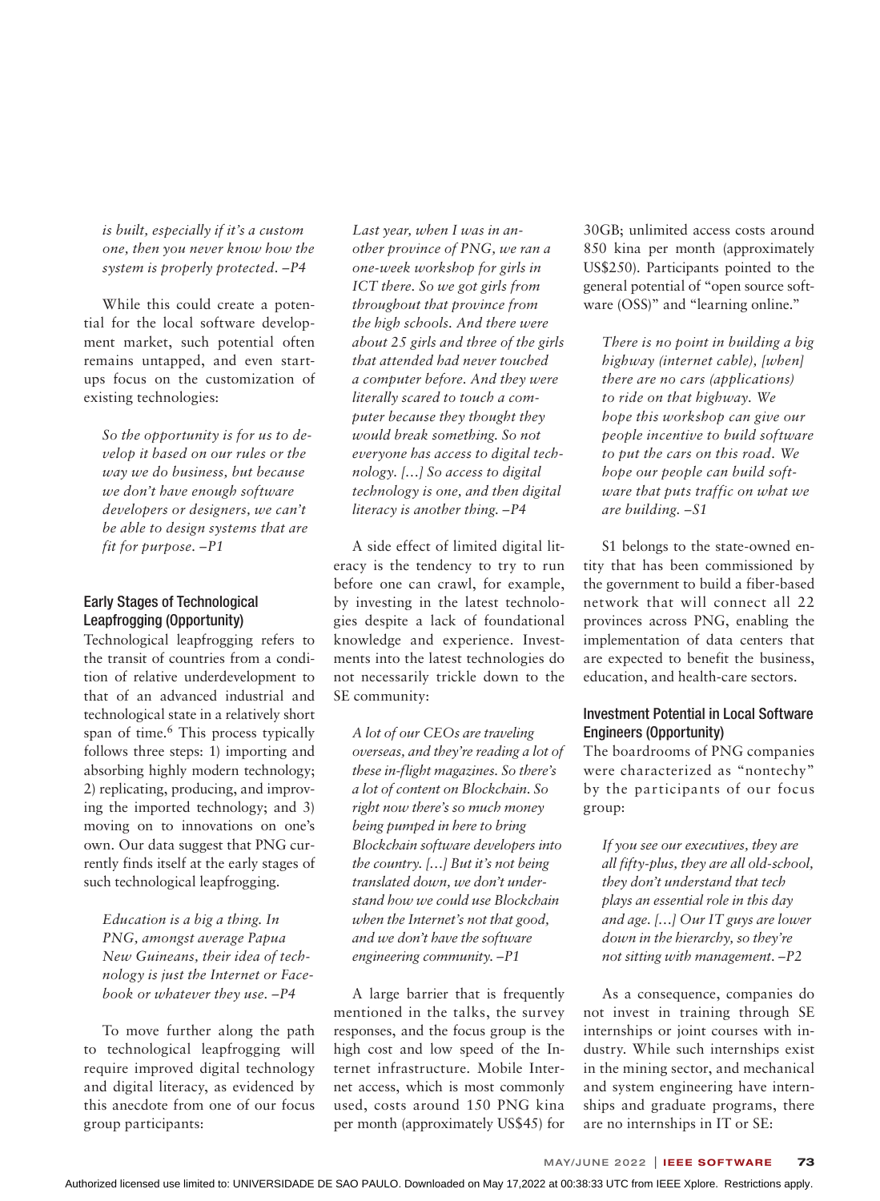*is built, especially if it's a custom one, then you never know how the system is properly protected. –P4*

While this could create a potential for the local software development market, such potential often remains untapped, and even startups focus on the customization of existing technologies:

> *So the opportunity is for us to develop it based on our rules or the way we do business, but because we don't have enough software developers or designers, we can't be able to design systems that are fit for purpose. –P1*

### Early Stages of Technological Leapfrogging (Opportunity)

Technological leapfrogging refers to the transit of countries from a condition of relative underdevelopment to that of an advanced industrial and technological state in a relatively short span of time.[6] This process typically follows three steps: 1) importing and absorbing highly modern technology; 2) replicating, producing, and improving the imported technology; and 3) moving on to innovations on one's own. Our data suggest that PNG currently finds itself at the early stages of such technological leapfrogging.

> *Education is a big a thing. In PNG, amongst average Papua New Guineans, their idea of technology is just the Internet or Facebook or whatever they use. –P4*

To move further along the path to technological leapfrogging will require improved digital technology and digital literacy, as evidenced by this anecdote from one of our focus group participants:

> *Last year, when I was in another province of PNG, we ran a one-week workshop for girls in ICT there. So we got girls from throughout that province from the high schools. And there were about 25 girls and three of the girls that attended had never touched a computer before. And they were literally scared to touch a computer because they thought they would break something. So not everyone has access to digital technology. […] So access to digital technology is one, and then digital literacy is another thing. –P4*

A side effect of limited digital literacy is the tendency to try to run before one can crawl, for example, by investing in the latest technologies despite a lack of foundational knowledge and experience. Investments into the latest technologies do not necessarily trickle down to the SE community:

> *A lot of our CEOs are traveling overseas, and they're reading a lot of these in-flight magazines. So there's a lot of content on Blockchain. So right now there's so much money being pumped in here to bring Blockchain software developers into the country. […] But it's not being translated down, we don't understand how we could use Blockchain when the Internet's not that good, and we don't have the software engineering community. –P1*

A large barrier that is frequently mentioned in the talks, the survey responses, and the focus group is the high cost and low speed of the Internet infrastructure. Mobile Internet access, which is most commonly used, costs around 150 PNG kina per month (approximately US$45) for 30GB; unlimited access costs around 850 kina per month (approximately US$250). Participants pointed to the general potential of "open source software (OSS)" and "learning online."

> *There is no point in building a big highway (internet cable), [when] there are no cars (applications) to ride on that highway. We hope this workshop can give our people incentive to build software to put the cars on this road. We hope our people can build software that puts traffic on what we are building. –S1*

S1 belongs to the state-owned entity that has been commissioned by the government to build a fiber-based network that will connect all 22 provinces across PNG, enabling the implementation of data centers that are expected to benefit the business, education, and health-care sectors.

### Investment Potential in Local Software Engineers (Opportunity)

The boardrooms of PNG companies were characterized as "nontechy" by the participants of our focus group:

> *If you see our executives, they are all fifty-plus, they are all old-school, they don't understand that tech plays an essential role in this day and age. […] Our IT guys are lower down in the hierarchy, so they're not sitting with management. –P2*

As a consequence, companies do not invest in training through SE internships or joint courses with industry. While such internships exist in the mining sector, and mechanical and system engineering have internships and graduate programs, there are no internships in IT or SE: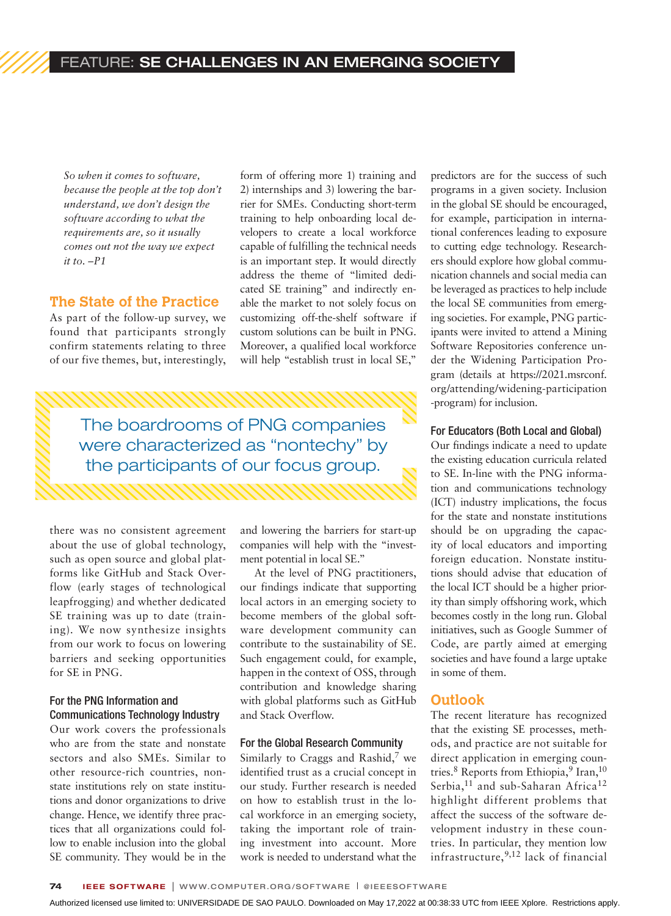*So when it comes to software, because the people at the top don't understand, we don't design the software according to what the requirements are, so it usually comes out not the way we expect it to. –P1*

## The State of the Practice

As part of the follow-up survey, we found that participants strongly confirm statements relating to three of our five themes, but, interestingly, there was no consistent agreement about the use of global technology, such as open source and global platforms like GitHub and Stack Overflow (early stages of technological leapfrogging) and whether dedicated SE training was up to date (training). We now synthesize insights from our work to focus on lowering barriers and seeking opportunities for SE in PNG.

> The boardrooms of PNG companies were characterized as "nontechy" by the participants of our focus group.

### For the PNG Information and Communications Technology Industry

Our work covers the professionals who are from the state and nonstate sectors and also SMEs. Similar to other resource-rich countries, nonstate institutions rely on state institutions and donor organizations to drive change. Hence, we identify three practices that all organizations could follow to enable inclusion into the global SE community. They would be in the form of offering more 1) training and 2) internships and 3) lowering the barrier for SMEs. Conducting short-term training to help onboarding local developers to create a local workforce capable of fulfilling the technical needs is an important step. It would directly address the theme of "limited dedicated SE training" and indirectly enable the market to not solely focus on customizing off-the-shelf software if custom solutions can be built in PNG. Moreover, a qualified local workforce will help "establish trust in local SE," and lowering the barriers for start-up companies will help with the "investment potential in local SE."

At the level of PNG practitioners, our findings indicate that supporting local actors in an emerging society to become members of the global software development community can contribute to the sustainability of SE. Such engagement could, for example, happen in the context of OSS, through contribution and knowledge sharing with global platforms such as GitHub and Stack Overflow.

### For the Global Research Community

Similarly to Craggs and Rashid,[7] we identified trust as a crucial concept in our study. Further research is needed on how to establish trust in the local workforce in an emerging society, taking the important role of training investment into account. More work is needed to understand what the predictors are for the success of such programs in a given society. Inclusion in the global SE should be encouraged, for example, participation in international conferences leading to exposure to cutting edge technology. Researchers should explore how global communication channels and social media can be leveraged as practices to help include the local SE communities from emerging societies. For example, PNG participants were invited to attend a Mining Software Repositories conference under the Widening Participation Program (details at https://2021.msrconf.org/attending/widening-participation-program) for inclusion.

### For Educators (Both Local and Global)

Our findings indicate a need to update the existing education curricula related to SE. In-line with the PNG information and communications technology (ICT) industry implications, the focus for the state and nonstate institutions should be on upgrading the capacity of local educators and importing foreign education. Nonstate institutions should advise that education of the local ICT should be a higher priority than simply offshoring work, which becomes costly in the long run. Global initiatives, such as Google Summer of Code, are partly aimed at emerging societies and have found a large uptake in some of them.

## Outlook

The recent literature has recognized that the existing SE processes, methods, and practice are not suitable for direct application in emerging countries.[8] Reports from Ethiopia,[9] Iran,[10] Serbia,[11] and sub-Saharan Africa[12] highlight different problems that affect the success of the software development industry in these countries. In particular, they mention low infrastructure,[9,12] lack of financial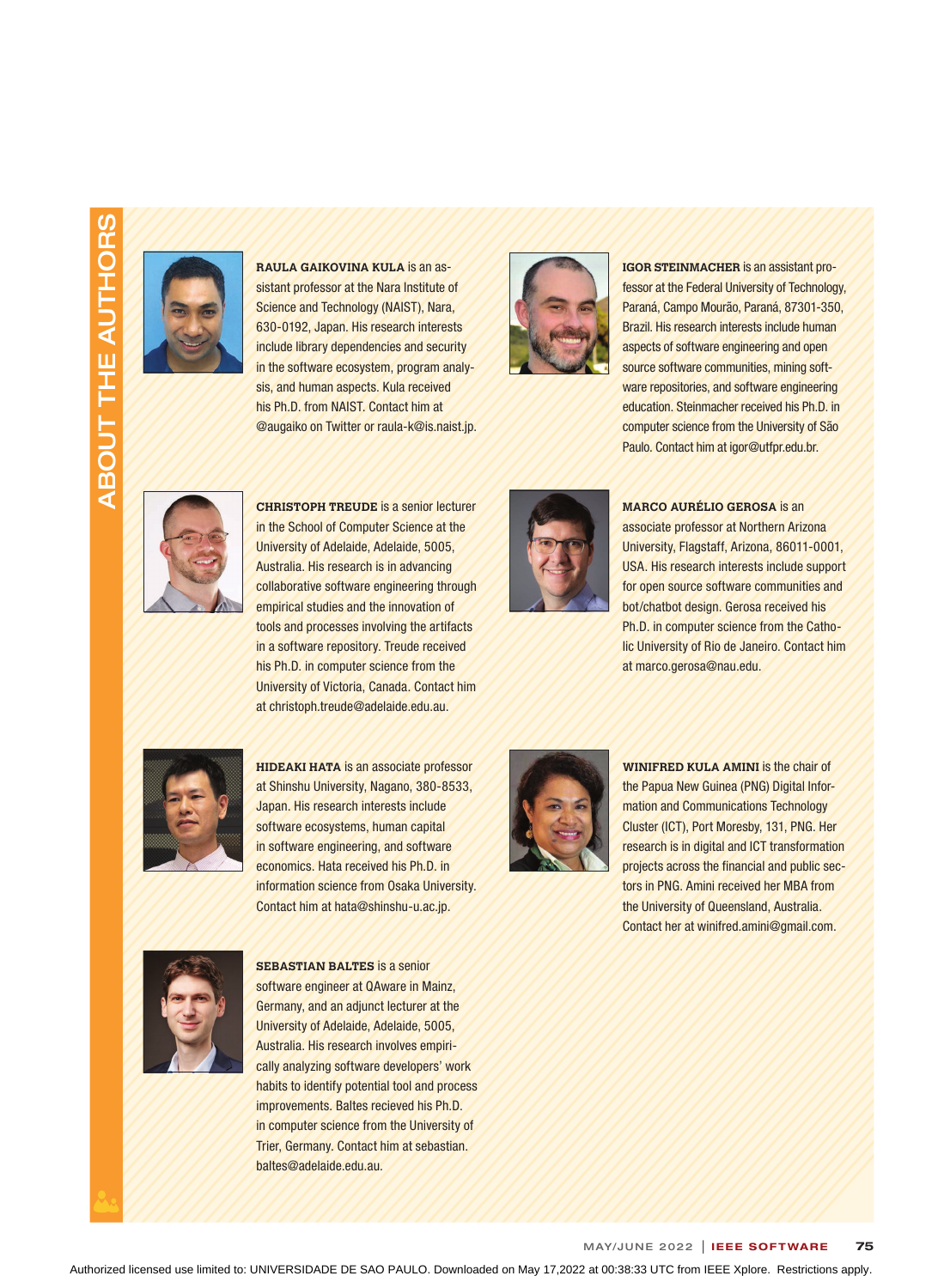## ABOUT THE AUTHORS

**RAULA GAIKOVINA KULA** is an assistant professor at the Nara Institute of Science and Technology (NAIST), Nara, 630-0192, Japan. His research interests include library dependencies and security in the software ecosystem, program analysis, and human aspects. Kula received his Ph.D. from NAIST. Contact him at @augaiko on Twitter or raula-k@is.naist.jp.

**CHRISTOPH TREUDE** is a senior lecturer in the School of Computer Science at the University of Adelaide, Adelaide, 5005, Australia. His research is in advancing collaborative software engineering through empirical studies and the innovation of tools and processes involving the artifacts in a software repository. Treude received his Ph.D. in computer science from the University of Victoria, Canada. Contact him at christoph.treude@adelaide.edu.au.

**HIDEAKI HATA** is an associate professor at Shinshu University, Nagano, 380-8533, Japan. His research interests include software ecosystems, human capital in software engineering, and software economics. Hata received his Ph.D. in information science from Osaka University. Contact him at hata@shinshu-u.ac.jp.

**SEBASTIAN BALTES** is a senior software engineer at QAware in Mainz, Germany, and an adjunct lecturer at the University of Adelaide, Adelaide, 5005, Australia. His research involves empirically analyzing software developers' work habits to identify potential tool and process improvements. Baltes recieved his Ph.D. in computer science from the University of Trier, Germany. Contact him at sebastian.baltes@adelaide.edu.au.

**IGOR STEINMACHER** is an assistant professor at the Federal University of Technology, Paraná, Campo Mourão, Paraná, 87301-350, Brazil. His research interests include human aspects of software engineering and open source software communities, mining software repositories, and software engineering education. Steinmacher received his Ph.D. in computer science from the University of São Paulo. Contact him at igor@utfpr.edu.br.

**MARCO AURÉLIO GEROSA** is an associate professor at Northern Arizona University, Flagstaff, Arizona, 86011-0001, USA. His research interests include support for open source software communities and bot/chatbot design. Gerosa received his Ph.D. in computer science from the Catholic University of Rio de Janeiro. Contact him at marco.gerosa@nau.edu.

**WINIFRED KULA AMINI** is the chair of the Papua New Guinea (PNG) Digital Information and Communications Technology Cluster (ICT), Port Moresby, 131, PNG. Her research is in digital and ICT transformation projects across the financial and public sectors in PNG. Amini received her MBA from the University of Queensland, Australia. Contact her at winifred.amini@gmail.com.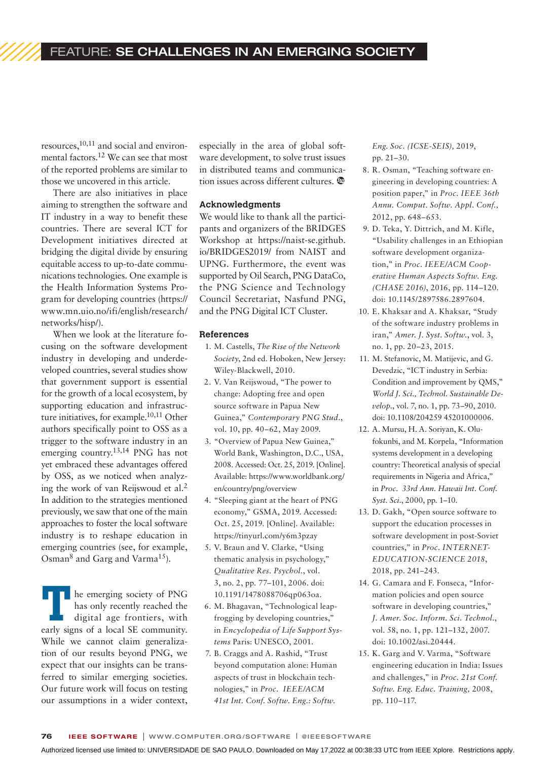resources,[10,11] and social and environmental factors.[12] We can see that most of the reported problems are similar to those we uncovered in this article.

There are also initiatives in place aiming to strengthen the software and IT industry in a way to benefit these countries. There are several ICT for Development initiatives directed at bridging the digital divide by ensuring equitable access to up-to-date communications technologies. One example is the Health Information Systems Program for developing countries (https://www.mn.uio.no/ifi/english/research/networks/hisp/).

When we look at the literature focusing on the software development industry in developing and underdeveloped countries, several studies show that government support is essential for the growth of a local ecosystem, by supporting education and infrastructure initiatives, for example.[10,11] Other authors specifically point to OSS as a trigger to the software industry in an emerging country.[13,14] PNG has not yet embraced these advantages offered by OSS, as we noticed when analyzing the work of van Reijswoud et al.[2] In addition to the strategies mentioned previously, we saw that one of the main approaches to foster the local software industry is to reshape education in emerging countries (see, for example, Osman[8] and Garg and Varma[15]).

The emerging society of PNG has only recently reached the digital age frontiers, with early signs of a local SE community. While we cannot claim generalization of our results beyond PNG, we expect that our insights can be transferred to similar emerging societies. Our future work will focus on testing our assumptions in a wider context, especially in the area of global software development, to solve trust issues in distributed teams and communication issues across different cultures.

## Acknowledgments

We would like to thank all the participants and organizers of the BRIDGES Workshop at https://naist-se.github.io/BRIDGES2019/ from NAIST and UPNG. Furthermore, the event was supported by Oil Search, PNG DataCo, the PNG Science and Technology Council Secretariat, Nasfund PNG, and the PNG Digital ICT Cluster.

## References

1. M. Castells, *The Rise of the Network Society*, 2nd ed. Hoboken, New Jersey: Wiley-Blackwell, 2010.
2. V. Van Reijswoud, "The power to change: Adopting free and open source software in Papua New Guinea," *Contemporary PNG Stud.*, vol. 10, pp. 40–62, May 2009.
3. "Overview of Papua New Guinea," World Bank, Washington, D.C., USA, 2008. Accessed: Oct. 25, 2019. [Online]. Available: https://www.worldbank.org/en/country/png/overview
4. "Sleeping giant at the heart of PNG economy," GSMA, 2019. Accessed: Oct. 25, 2019. [Online]. Available: https://tinyurl.com/y6m3pzay
5. V. Braun and V. Clarke, "Using thematic analysis in psychology," *Qualitative Res. Psychol.*, vol. 3, no. 2, pp. 77–101, 2006. doi: 10.1191/1478088706qp063oa.
6. M. Bhagavan, "Technological leapfrogging by developing countries," in *Encyclopedia of Life Support Systems* Paris: UNESCO, 2001.
7. B. Craggs and A. Rashid, "Trust beyond computation alone: Human aspects of trust in blockchain technologies," in *Proc. IEEE/ACM 41st Int. Conf. Softw. Eng.: Softw. Eng. Soc. (ICSE-SEIS)*, 2019, pp. 21–30.
8. R. Osman, "Teaching software engineering in developing countries: A position paper," in *Proc. IEEE 36th Annu. Comput. Softw. Appl. Conf.*, 2012, pp. 648–653.
9. D. Teka, Y. Dittrich, and M. Kifle, "Usability challenges in an Ethiopian software development organization," in *Proc. IEEE/ACM Cooperative Human Aspects Softw. Eng. (CHASE 2016)*, 2016, pp. 114–120. doi: 10.1145/2897586.2897604.
10. E. Khaksar and A. Khaksar, "Study of the software industry problems in iran," *Amer. J. Syst. Softw.*, vol. 3, no. 1, pp. 20–23, 2015.
11. M. Stefanovic, M. Matijevic, and G. Devedzic, "ICT industry in Serbia: Condition and improvement by QMS," *World J. Sci., Technol. Sustainable Develop.*, vol. 7, no. 1, pp. 73–90, 2010. doi: 10.1108/204259 45201000006.
12. A. Mursu, H. A. Soriyan, K. Olufokunbi, and M. Korpela, "Information systems development in a developing country: Theoretical analysis of special requirements in Nigeria and Africa," in *Proc. 33rd Ann. Hawaii Int. Conf. Syst. Sci.*, 2000, pp. 1–10.
13. D. Gakh, "Open source software to support the education processes in software development in post-Soviet countries," in *Proc. INTERNET-EDUCATION-SCIENCE 2018*, 2018, pp. 241–243.
14. G. Camara and F. Fonseca, "Information policies and open source software in developing countries," *J. Amer. Soc. Inform. Sci. Technol.*, vol. 58, no. 1, pp. 121–132, 2007. doi: 10.1002/asi.20444.
15. K. Garg and V. Varma, "Software engineering education in India: Issues and challenges," in *Proc. 21st Conf. Softw. Eng. Educ. Training*, 2008, pp. 110–117.